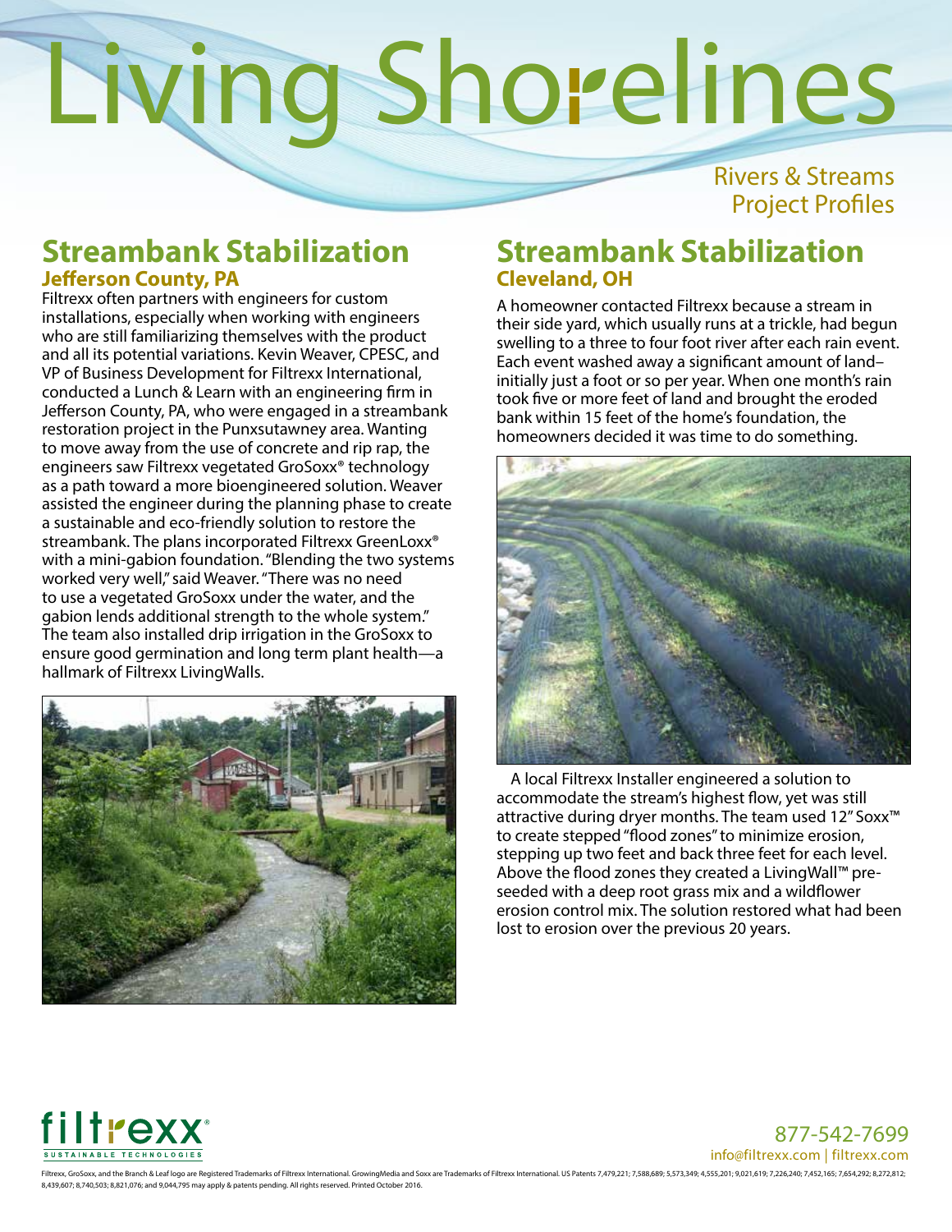# Living Shorelines

Rivers & Streams
Project Profiles

## Streambank Stabilization

### Jefferson County, PA

Filtrexx often partners with engineers for custom installations, especially when working with engineers who are still familiarizing themselves with the product and all its potential variations. Kevin Weaver, CPESC, and VP of Business Development for Filtrexx International, conducted a Lunch & Learn with an engineering firm in Jefferson County, PA, who were engaged in a streambank restoration project in the Punxsutawney area. Wanting to move away from the use of concrete and rip rap, the engineers saw Filtrexx vegetated GroSoxx® technology as a path toward a more bioengineered solution. Weaver assisted the engineer during the planning phase to create a sustainable and eco-friendly solution to restore the streambank. The plans incorporated Filtrexx GreenLoxx® with a mini-gabion foundation. "Blending the two systems worked very well," said Weaver. "There was no need to use a vegetated GroSoxx under the water, and the gabion lends additional strength to the whole system." The team also installed drip irrigation in the GroSoxx to ensure good germination and long term plant health—a hallmark of Filtrexx LivingWalls.

## Streambank Stabilization

### Cleveland, OH

A homeowner contacted Filtrexx because a stream in their side yard, which usually runs at a trickle, had begun swelling to a three to four foot river after each rain event. Each event washed away a significant amount of land–initially just a foot or so per year. When one month's rain took five or more feet of land and brought the eroded bank within 15 feet of the home's foundation, the homeowners decided it was time to do something.

A local Filtrexx Installer engineered a solution to accommodate the stream's highest flow, yet was still attractive during dryer months. The team used 12" Soxx™ to create stepped "flood zones" to minimize erosion, stepping up two feet and back three feet for each level. Above the flood zones they created a LivingWall™ pre-seeded with a deep root grass mix and a wildflower erosion control mix. The solution restored what had been lost to erosion over the previous 20 years.

filtrexx® SUSTAINABLE TECHNOLOGIES

877-542-7699
info@filtrexx.com | filtrexx.com

Filtrexx, GroSoxx, and the Branch & Leaf logo are Registered Trademarks of Filtrexx International. GrowingMedia and Soxx are Trademarks of Filtrexx International. US Patents 7,479,221; 7,588,689; 5,573,349; 4,555,201; 9,021,619; 7,226,240; 7,452,165; 7,654,292; 8,272,812; 8,439,607; 8,740,503; 8,821,076; and 9,044,795 may apply & patents pending. All rights reserved. Printed October 2016.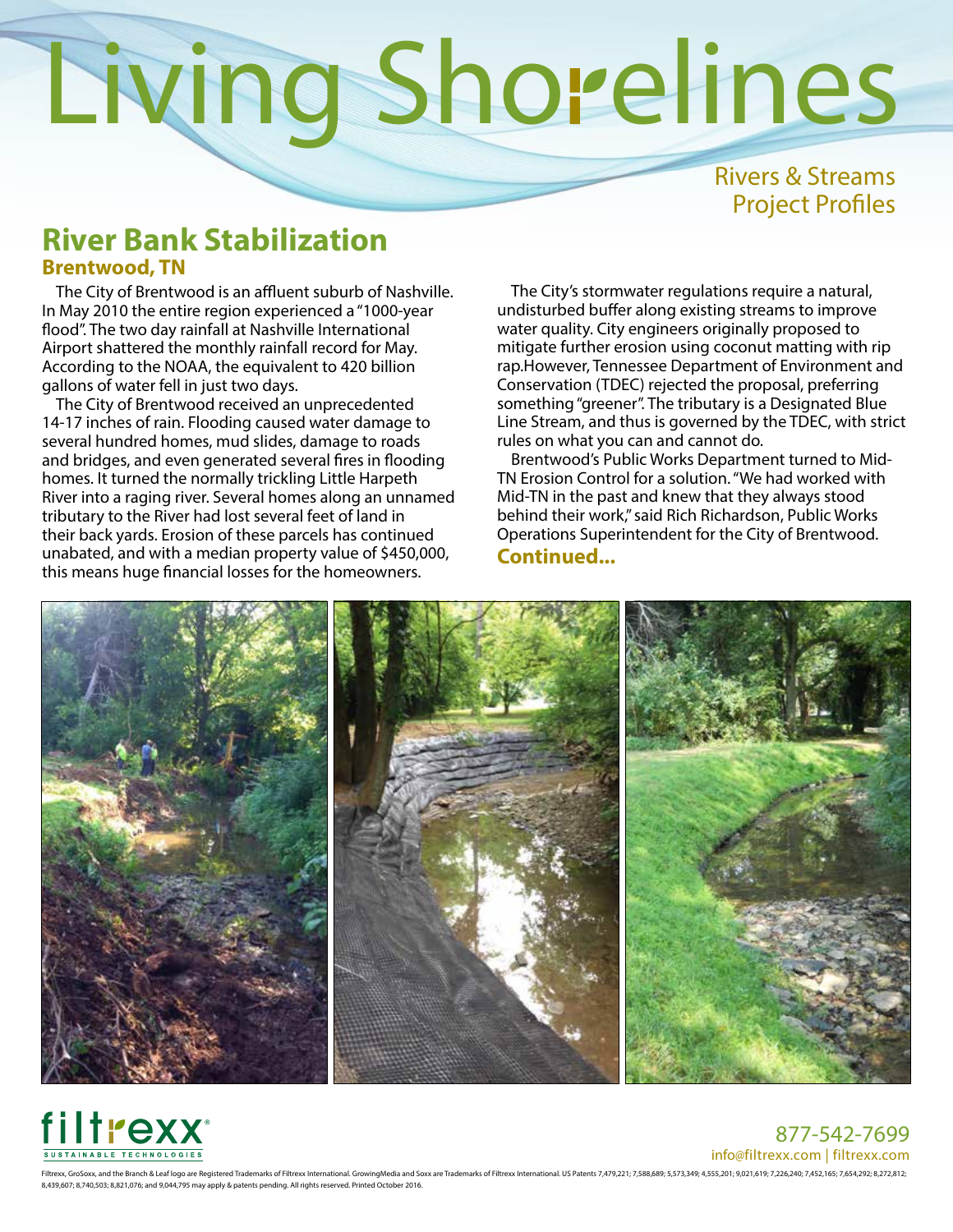# Living Shorelines

Rivers & Streams
Project Profiles

## River Bank Stabilization

### Brentwood, TN

The City of Brentwood is an affluent suburb of Nashville. In May 2010 the entire region experienced a "1000-year flood". The two day rainfall at Nashville International Airport shattered the monthly rainfall record for May. According to the NOAA, the equivalent to 420 billion gallons of water fell in just two days.

The City of Brentwood received an unprecedented 14-17 inches of rain. Flooding caused water damage to several hundred homes, mud slides, damage to roads and bridges, and even generated several fires in flooding homes. It turned the normally trickling Little Harpeth River into a raging river. Several homes along an unnamed tributary to the River had lost several feet of land in their back yards. Erosion of these parcels has continued unabated, and with a median property value of $450,000, this means huge financial losses for the homeowners.

The City's stormwater regulations require a natural, undisturbed buffer along existing streams to improve water quality. City engineers originally proposed to mitigate further erosion using coconut matting with rip rap.However, Tennessee Department of Environment and Conservation (TDEC) rejected the proposal, preferring something "greener". The tributary is a Designated Blue Line Stream, and thus is governed by the TDEC, with strict rules on what you can and cannot do.

Brentwood's Public Works Department turned to Mid-TN Erosion Control for a solution. "We had worked with Mid-TN in the past and knew that they always stood behind their work," said Rich Richardson, Public Works Operations Superintendent for the City of Brentwood.

**Continued...**

filtrexx® SUSTAINABLE TECHNOLOGIES

877-542-7699
info@filtrexx.com | filtrexx.com

Filtrexx, GroSoxx, and the Branch & Leaf logo are Registered Trademarks of Filtrexx International. GrowingMedia and Soxx are Trademarks of Filtrexx International. US Patents 7,479,221; 7,588,689; 5,573,349; 4,555,201; 9,021,619; 7,226,240; 7,452,165; 7,654,292; 8,272,812; 8,439,607; 8,740,503; 8,821,076; and 9,044,795 may apply & patents pending. All rights reserved. Printed October 2016.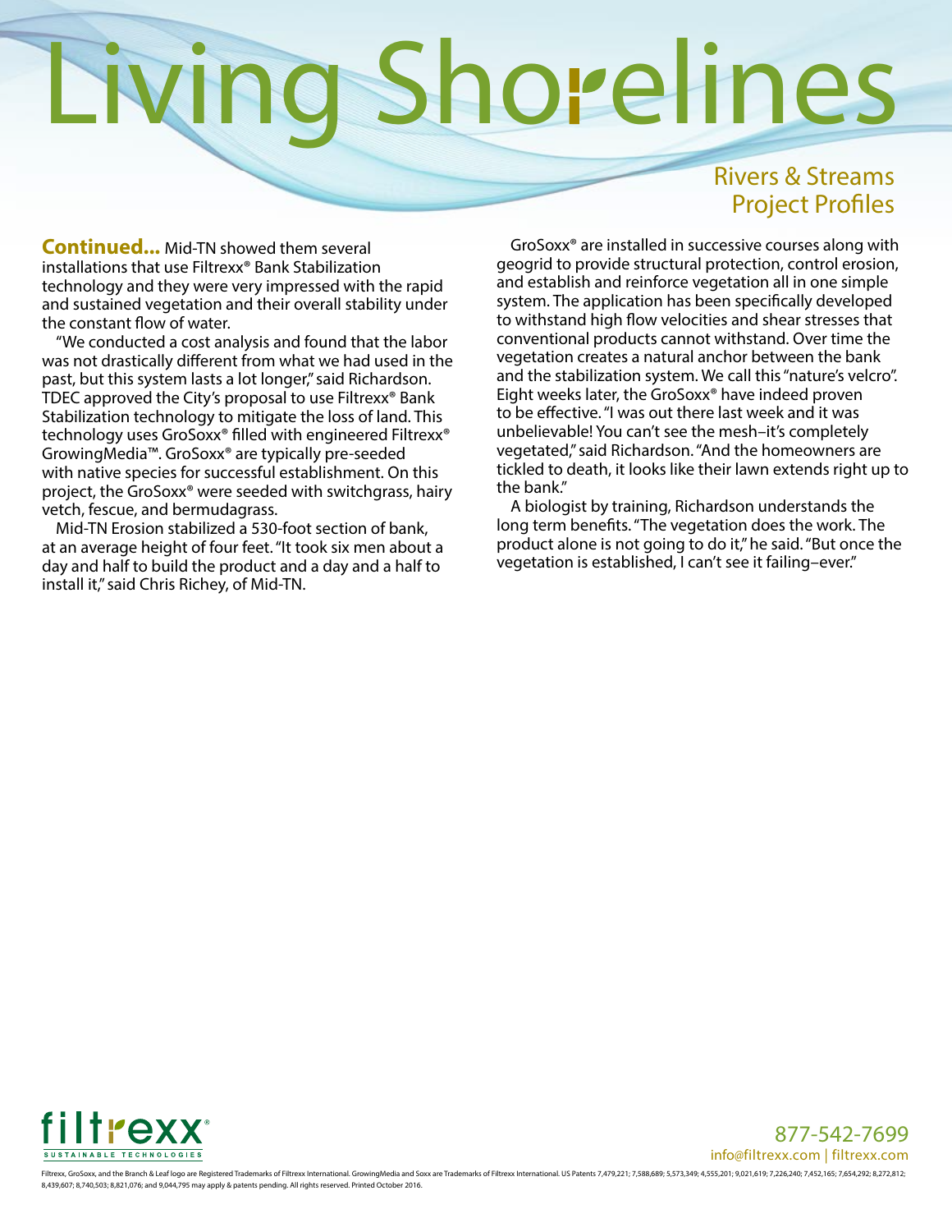# Living Shorelines

## Rivers & Streams Project Profiles

**Continued...** Mid-TN showed them several installations that use Filtrexx® Bank Stabilization technology and they were very impressed with the rapid and sustained vegetation and their overall stability under the constant flow of water.

"We conducted a cost analysis and found that the labor was not drastically different from what we had used in the past, but this system lasts a lot longer," said Richardson. TDEC approved the City's proposal to use Filtrexx® Bank Stabilization technology to mitigate the loss of land. This technology uses GroSoxx® filled with engineered Filtrexx® GrowingMedia™. GroSoxx® are typically pre-seeded with native species for successful establishment. On this project, the GroSoxx® were seeded with switchgrass, hairy vetch, fescue, and bermudagrass.

Mid-TN Erosion stabilized a 530-foot section of bank, at an average height of four feet. "It took six men about a day and half to build the product and a day and a half to install it," said Chris Richey, of Mid-TN.

GroSoxx® are installed in successive courses along with geogrid to provide structural protection, control erosion, and establish and reinforce vegetation all in one simple system. The application has been specifically developed to withstand high flow velocities and shear stresses that conventional products cannot withstand. Over time the vegetation creates a natural anchor between the bank and the stabilization system. We call this "nature's velcro". Eight weeks later, the GroSoxx® have indeed proven to be effective. "I was out there last week and it was unbelievable! You can't see the mesh–it's completely vegetated," said Richardson. "And the homeowners are tickled to death, it looks like their lawn extends right up to the bank."

A biologist by training, Richardson understands the long term benefits. "The vegetation does the work. The product alone is not going to do it," he said. "But once the vegetation is established, I can't see it failing–ever."

filtrexx® SUSTAINABLE TECHNOLOGIES

877-542-7699
info@filtrexx.com | filtrexx.com

Filtrexx, GroSoxx, and the Branch & Leaf logo are Registered Trademarks of Filtrexx International. GrowingMedia and Soxx are Trademarks of Filtrexx International. US Patents 7,479,221; 7,588,689; 5,573,349; 4,555,201; 9,021,619; 7,226,240; 7,452,165; 7,654,292; 8,272,812; 8,439,607; 8,740,503; 8,821,076; and 9,044,795 may apply & patents pending. All rights reserved. Printed October 2016.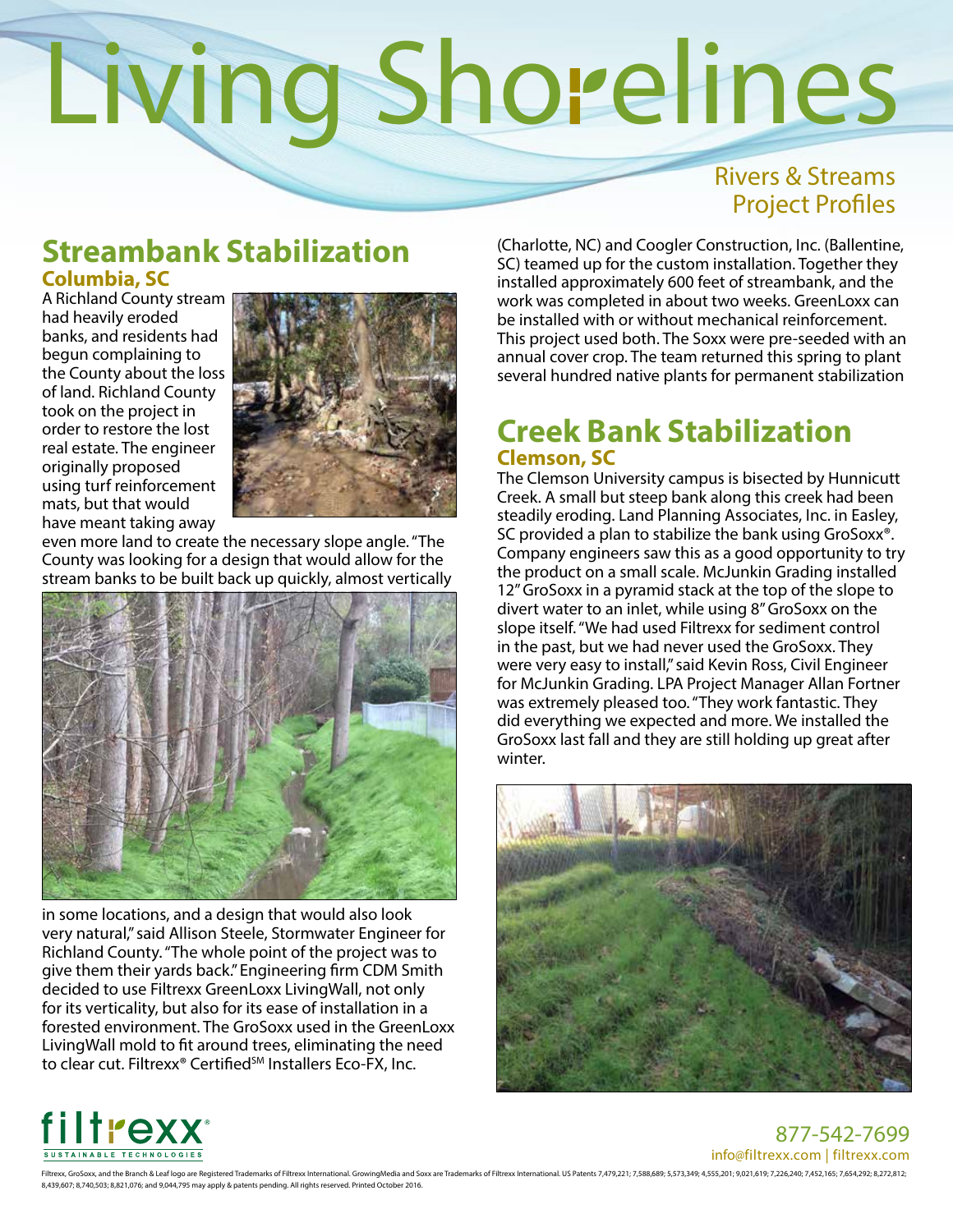# Living Shorelines

Rivers & Streams
Project Profiles

## Streambank Stabilization

### Columbia, SC

A Richland County stream had heavily eroded banks, and residents had begun complaining to the County about the loss of land. Richland County took on the project in order to restore the lost real estate. The engineer originally proposed using turf reinforcement mats, but that would have meant taking away even more land to create the necessary slope angle. "The County was looking for a design that would allow for the stream banks to be built back up quickly, almost vertically in some locations, and a design that would also look very natural," said Allison Steele, Stormwater Engineer for Richland County. "The whole point of the project was to give them their yards back." Engineering firm CDM Smith decided to use Filtrexx GreenLoxx LivingWall, not only for its verticality, but also for its ease of installation in a forested environment. The GroSoxx used in the GreenLoxx LivingWall mold to fit around trees, eliminating the need to clear cut. Filtrexx® Certified℠ Installers Eco-FX, Inc. (Charlotte, NC) and Coogler Construction, Inc. (Ballentine, SC) teamed up for the custom installation. Together they installed approximately 600 feet of streambank, and the work was completed in about two weeks. GreenLoxx can be installed with or without mechanical reinforcement. This project used both. The Soxx were pre-seeded with an annual cover crop. The team returned this spring to plant several hundred native plants for permanent stabilization

## Creek Bank Stabilization

### Clemson, SC

The Clemson University campus is bisected by Hunnicutt Creek. A small but steep bank along this creek had been steadily eroding. Land Planning Associates, Inc. in Easley, SC provided a plan to stabilize the bank using GroSoxx®. Company engineers saw this as a good opportunity to try the product on a small scale. McJunkin Grading installed 12" GroSoxx in a pyramid stack at the top of the slope to divert water to an inlet, while using 8" GroSoxx on the slope itself. "We had used Filtrexx for sediment control in the past, but we had never used the GroSoxx. They were very easy to install," said Kevin Ross, Civil Engineer for McJunkin Grading. LPA Project Manager Allan Fortner was extremely pleased too. "They work fantastic. They did everything we expected and more. We installed the GroSoxx last fall and they are still holding up great after winter.

filtrexx® SUSTAINABLE TECHNOLOGIES

877-542-7699
info@filtrexx.com | filtrexx.com

Filtrexx, GroSoxx, and the Branch & Leaf logo are Registered Trademarks of Filtrexx International. GrowingMedia and Soxx are Trademarks of Filtrexx International. US Patents 7,479,221; 7,588,689; 5,573,349; 4,555,201; 9,021,619; 7,226,240; 7,452,165; 7,654,292; 8,272,812; 8,439,607; 8,740,503; 8,821,076; and 9,044,795 may apply & patents pending. All rights reserved. Printed October 2016.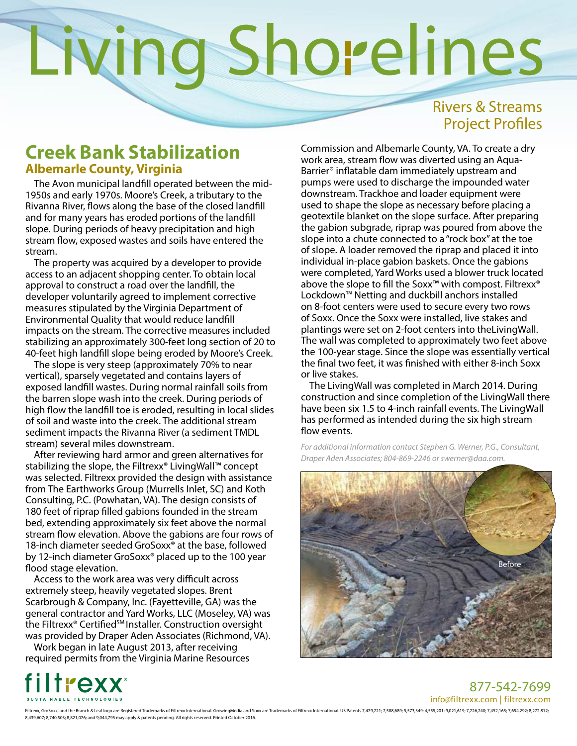# Living Shorelines

Rivers & Streams Project Profiles

## Creek Bank Stabilization

### Albemarle County, Virginia

The Avon municipal landfill operated between the mid-1950s and early 1970s. Moore's Creek, a tributary to the Rivanna River, flows along the base of the closed landfill and for many years has eroded portions of the landfill slope. During periods of heavy precipitation and high stream flow, exposed wastes and soils have entered the stream.

The property was acquired by a developer to provide access to an adjacent shopping center. To obtain local approval to construct a road over the landfill, the developer voluntarily agreed to implement corrective measures stipulated by the Virginia Department of Environmental Quality that would reduce landfill impacts on the stream. The corrective measures included stabilizing an approximately 300-feet long section of 20 to 40-feet high landfill slope being eroded by Moore's Creek.

The slope is very steep (approximately 70% to near vertical), sparsely vegetated and contains layers of exposed landfill wastes. During normal rainfall soils from the barren slope wash into the creek. During periods of high flow the landfill toe is eroded, resulting in local slides of soil and waste into the creek. The additional stream sediment impacts the Rivanna River (a sediment TMDL stream) several miles downstream.

After reviewing hard armor and green alternatives for stabilizing the slope, the Filtrexx® LivingWall™ concept was selected. Filtrexx provided the design with assistance from The Earthworks Group (Murrells Inlet, SC) and Koth Consulting, P.C. (Powhatan, VA). The design consists of 180 feet of riprap filled gabions founded in the stream bed, extending approximately six feet above the normal stream flow elevation. Above the gabions are four rows of 18-inch diameter seeded GroSoxx® at the base, followed by 12-inch diameter GroSoxx® placed up to the 100 year flood stage elevation.

Access to the work area was very difficult across extremely steep, heavily vegetated slopes. Brent Scarbrough & Company, Inc. (Fayetteville, GA) was the general contractor and Yard Works, LLC (Moseley, VA) was the Filtrexx® Certified℠ Installer. Construction oversight was provided by Draper Aden Associates (Richmond, VA).

Work began in late August 2013, after receiving required permits from the Virginia Marine Resources Commission and Albemarle County, VA. To create a dry work area, stream flow was diverted using an Aqua-Barrier® inflatable dam immediately upstream and pumps were used to discharge the impounded water downstream. Trackhoe and loader equipment were used to shape the slope as necessary before placing a geotextile blanket on the slope surface. After preparing the gabion subgrade, riprap was poured from above the slope into a chute connected to a "rock box" at the toe of slope. A loader removed the riprap and placed it into individual in-place gabion baskets. Once the gabions were completed, Yard Works used a blower truck located above the slope to fill the Soxx™ with compost. Filtrexx® Lockdown™ Netting and duckbill anchors installed on 8-foot centers were used to secure every two rows of Soxx. Once the Soxx were installed, live stakes and plantings were set on 2-foot centers into theLivingWall. The wall was completed to approximately two feet above the 100-year stage. Since the slope was essentially vertical the final two feet, it was finished with either 8-inch Soxx or live stakes.

The LivingWall was completed in March 2014. During construction and since completion of the LivingWall there have been six 1.5 to 4-inch rainfall events. The LivingWall has performed as intended during the six high stream flow events.

*For additional information contact Stephen G. Werner, P.G., Consultant, Draper Aden Associates; 804-869-2246 or swerner@daa.com.*

Before

filtrexx® SUSTAINABLE TECHNOLOGIES

877-542-7699
info@filtrexx.com | filtrexx.com

Filtrexx, GroSoxx, and the Branch & Leaf logo are Registered Trademarks of Filtrexx International. GrowingMedia and Soxx are Trademarks of Filtrexx International. US Patents 7,479,221; 7,588,689; 5,573,349; 4,555,201; 9,021,619; 7,226,240; 7,452,165; 7,654,292; 8,272,812; 8,439,607; 8,740,503; 8,821,076; and 9,044,795 may apply & patents pending. All rights reserved. Printed October 2016.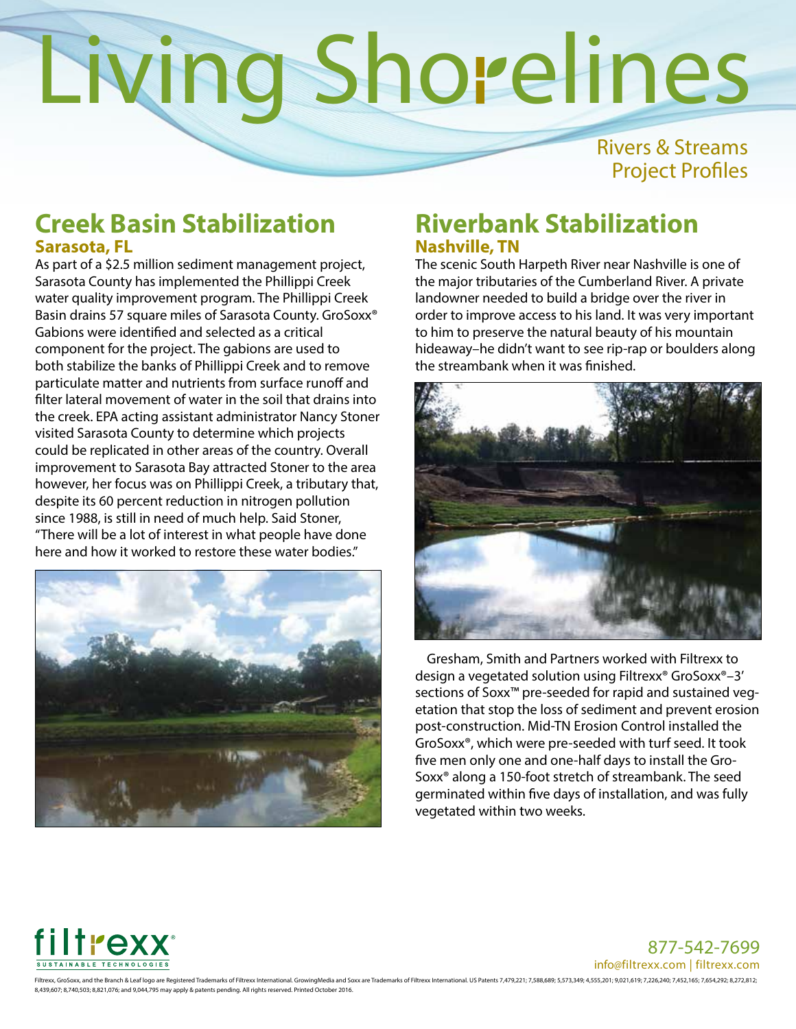# Living Shorelines

Rivers & Streams
Project Profiles

## Creek Basin Stabilization

### Sarasota, FL

As part of a $2.5 million sediment management project, Sarasota County has implemented the Phillippi Creek water quality improvement program. The Phillippi Creek Basin drains 57 square miles of Sarasota County. GroSoxx® Gabions were identified and selected as a critical component for the project. The gabions are used to both stabilize the banks of Phillippi Creek and to remove particulate matter and nutrients from surface runoff and filter lateral movement of water in the soil that drains into the creek. EPA acting assistant administrator Nancy Stoner visited Sarasota County to determine which projects could be replicated in other areas of the country. Overall improvement to Sarasota Bay attracted Stoner to the area however, her focus was on Phillippi Creek, a tributary that, despite its 60 percent reduction in nitrogen pollution since 1988, is still in need of much help. Said Stoner, "There will be a lot of interest in what people have done here and how it worked to restore these water bodies."

## Riverbank Stabilization

### Nashville, TN

The scenic South Harpeth River near Nashville is one of the major tributaries of the Cumberland River. A private landowner needed to build a bridge over the river in order to improve access to his land. It was very important to him to preserve the natural beauty of his mountain hideaway–he didn't want to see rip-rap or boulders along the streambank when it was finished.

Gresham, Smith and Partners worked with Filtrexx to design a vegetated solution using Filtrexx® GroSoxx®–3' sections of Soxx™ pre-seeded for rapid and sustained vegetation that stop the loss of sediment and prevent erosion post-construction. Mid-TN Erosion Control installed the GroSoxx®, which were pre-seeded with turf seed. It took five men only one and one-half days to install the GroSoxx® along a 150-foot stretch of streambank. The seed germinated within five days of installation, and was fully vegetated within two weeks.

filtrexx® SUSTAINABLE TECHNOLOGIES

877-542-7699
info@filtrexx.com | filtrexx.com

Filtrexx, GroSoxx, and the Branch & Leaf logo are Registered Trademarks of Filtrexx International. GrowingMedia and Soxx are Trademarks of Filtrexx International. US Patents 7,479,221; 7,588,689; 5,573,349; 4,555,201; 9,021,619; 7,226,240; 7,452,165; 7,654,292; 8,272,812; 8,439,607; 8,740,503; 8,821,076; and 9,044,795 may apply & patents pending. All rights reserved. Printed October 2016.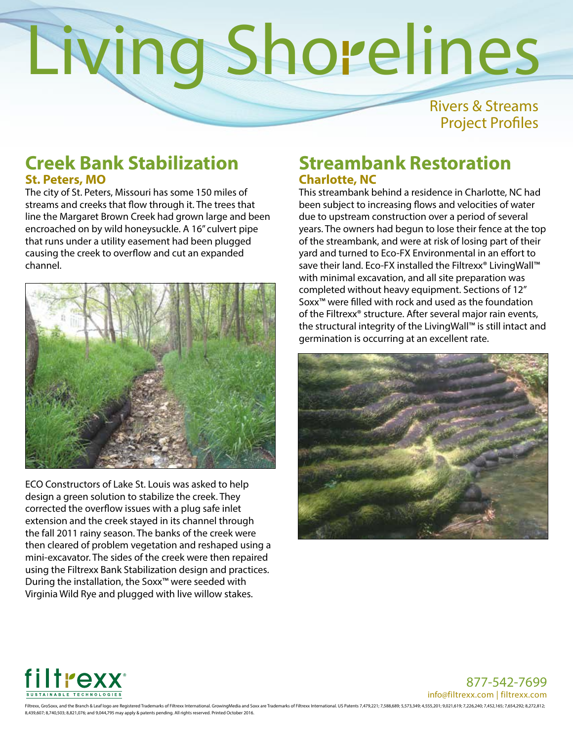# Living Shorelines

Rivers & Streams
Project Profiles

## Creek Bank Stabilization

### St. Peters, MO

The city of St. Peters, Missouri has some 150 miles of streams and creeks that flow through it. The trees that line the Margaret Brown Creek had grown large and been encroached on by wild honeysuckle. A 16" culvert pipe that runs under a utility easement had been plugged causing the creek to overflow and cut an expanded channel.

ECO Constructors of Lake St. Louis was asked to help design a green solution to stabilize the creek. They corrected the overflow issues with a plug safe inlet extension and the creek stayed in its channel through the fall 2011 rainy season. The banks of the creek were then cleared of problem vegetation and reshaped using a mini-excavator. The sides of the creek were then repaired using the Filtrexx Bank Stabilization design and practices. During the installation, the Soxx™ were seeded with Virginia Wild Rye and plugged with live willow stakes.

## Streambank Restoration

### Charlotte, NC

This streambank behind a residence in Charlotte, NC had been subject to increasing flows and velocities of water due to upstream construction over a period of several years. The owners had begun to lose their fence at the top of the streambank, and were at risk of losing part of their yard and turned to Eco-FX Environmental in an effort to save their land. Eco-FX installed the Filtrexx® LivingWall™ with minimal excavation, and all site preparation was completed without heavy equipment. Sections of 12" Soxx™ were filled with rock and used as the foundation of the Filtrexx® structure. After several major rain events, the structural integrity of the LivingWall™ is still intact and germination is occurring at an excellent rate.

filtrexx® SUSTAINABLE TECHNOLOGIES

877-542-7699
info@filtrexx.com | filtrexx.com

Filtrexx, GroSoxx, and the Branch & Leaf logo are Registered Trademarks of Filtrexx International. GrowingMedia and Soxx are Trademarks of Filtrexx International. US Patents 7,479,221; 7,588,689; 5,573,349; 4,555,201; 9,021,619; 7,226,240; 7,452,165; 7,654,292; 8,272,812; 8,439,607; 8,740,503; 8,821,076; and 9,044,795 may apply & patents pending. All rights reserved. Printed October 2016.